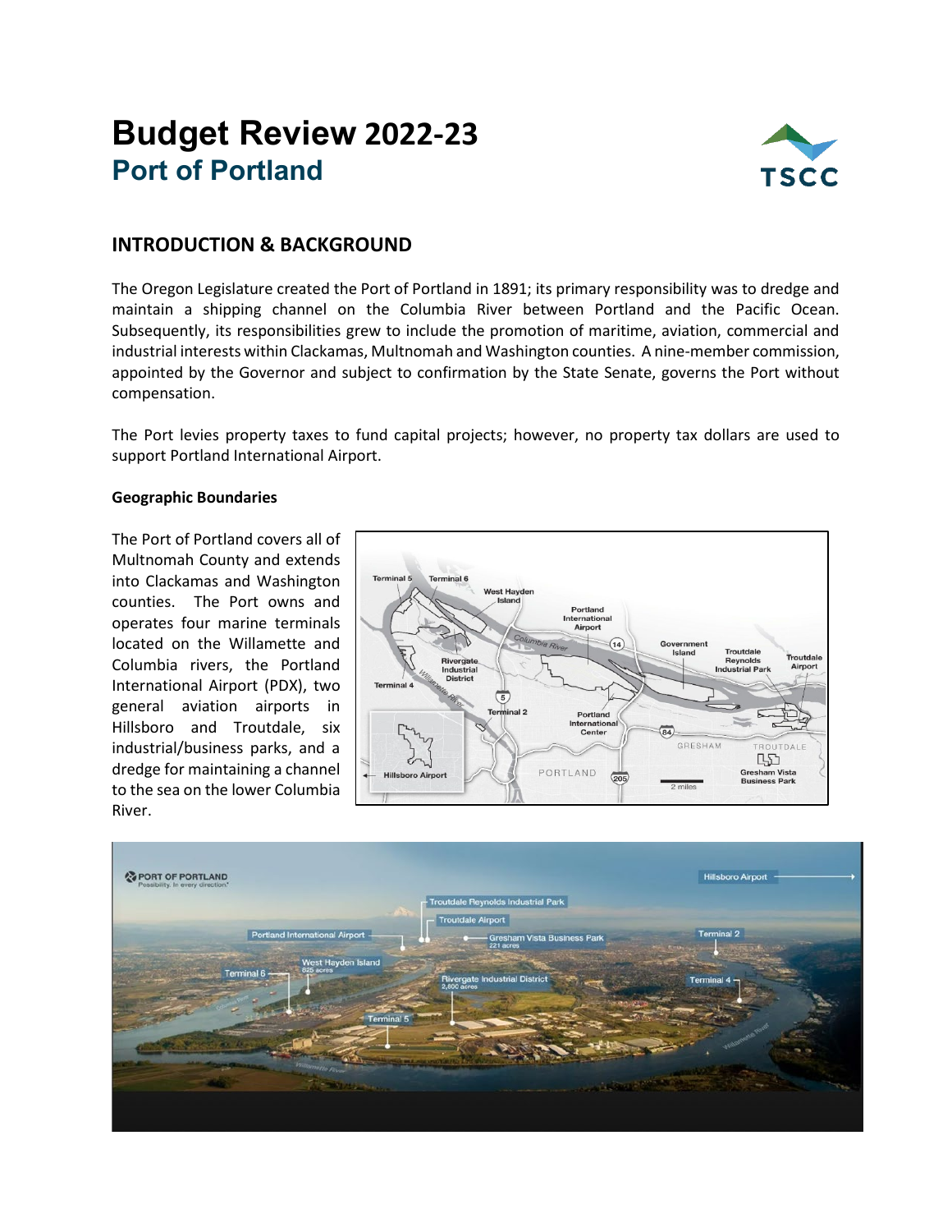# Budget Review 2022-23
## Port of Portland

## INTRODUCTION & BACKGROUND

The Oregon Legislature created the Port of Portland in 1891; its primary responsibility was to dredge and maintain a shipping channel on the Columbia River between Portland and the Pacific Ocean. Subsequently, its responsibilities grew to include the promotion of maritime, aviation, commercial and industrial interests within Clackamas, Multnomah and Washington counties. A nine-member commission, appointed by the Governor and subject to confirmation by the State Senate, governs the Port without compensation.

The Port levies property taxes to fund capital projects; however, no property tax dollars are used to support Portland International Airport.

### Geographic Boundaries

The Port of Portland covers all of Multnomah County and extends into Clackamas and Washington counties. The Port owns and operates four marine terminals located on the Willamette and Columbia rivers, the Portland International Airport (PDX), two general aviation airports in Hillsboro and Troutdale, six industrial/business parks, and a dredge for maintaining a channel to the sea on the lower Columbia River.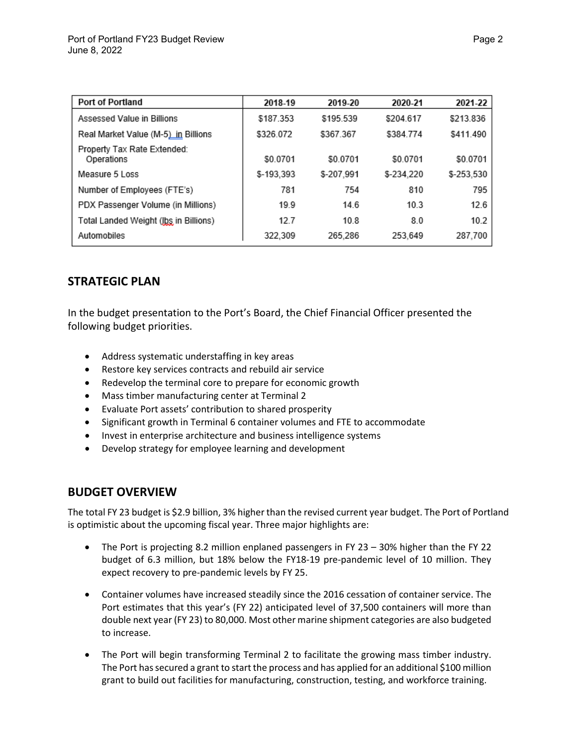| Port of Portland | 2018-19 | 2019-20 | 2020-21 | 2021-22 |
| --- | --- | --- | --- | --- |
| Assessed Value in Billions | $187.353 | $195.539 | $204.617 | $213.836 |
| Real Market Value (M-5) in Billions | $326.072 | $367.367 | $384.774 | $411.490 |
| Property Tax Rate Extended: Operations | $0.0701 | $0.0701 | $0.0701 | $0.0701 |
| Measure 5 Loss | $-193,393 | $-207,991 | $-234,220 | $-253,530 |
| Number of Employees (FTE's) | 781 | 754 | 810 | 795 |
| PDX Passenger Volume (in Millions) | 19.9 | 14.6 | 10.3 | 12.6 |
| Total Landed Weight (lbs in Billions) | 12.7 | 10.8 | 8.0 | 10.2 |
| Automobiles | 322,309 | 265,286 | 253,649 | 287,700 |

## STRATEGIC PLAN

In the budget presentation to the Port's Board, the Chief Financial Officer presented the following budget priorities.

- Address systematic understaffing in key areas
- Restore key services contracts and rebuild air service
- Redevelop the terminal core to prepare for economic growth
- Mass timber manufacturing center at Terminal 2
- Evaluate Port assets' contribution to shared prosperity
- Significant growth in Terminal 6 container volumes and FTE to accommodate
- Invest in enterprise architecture and business intelligence systems
- Develop strategy for employee learning and development

## BUDGET OVERVIEW

The total FY 23 budget is $2.9 billion, 3% higher than the revised current year budget. The Port of Portland is optimistic about the upcoming fiscal year. Three major highlights are:

- The Port is projecting 8.2 million enplaned passengers in FY 23 – 30% higher than the FY 22 budget of 6.3 million, but 18% below the FY18-19 pre-pandemic level of 10 million. They expect recovery to pre-pandemic levels by FY 25.
- Container volumes have increased steadily since the 2016 cessation of container service. The Port estimates that this year's (FY 22) anticipated level of 37,500 containers will more than double next year (FY 23) to 80,000. Most other marine shipment categories are also budgeted to increase.
- The Port will begin transforming Terminal 2 to facilitate the growing mass timber industry. The Port has secured a grant to start the process and has applied for an additional $100 million grant to build out facilities for manufacturing, construction, testing, and workforce training.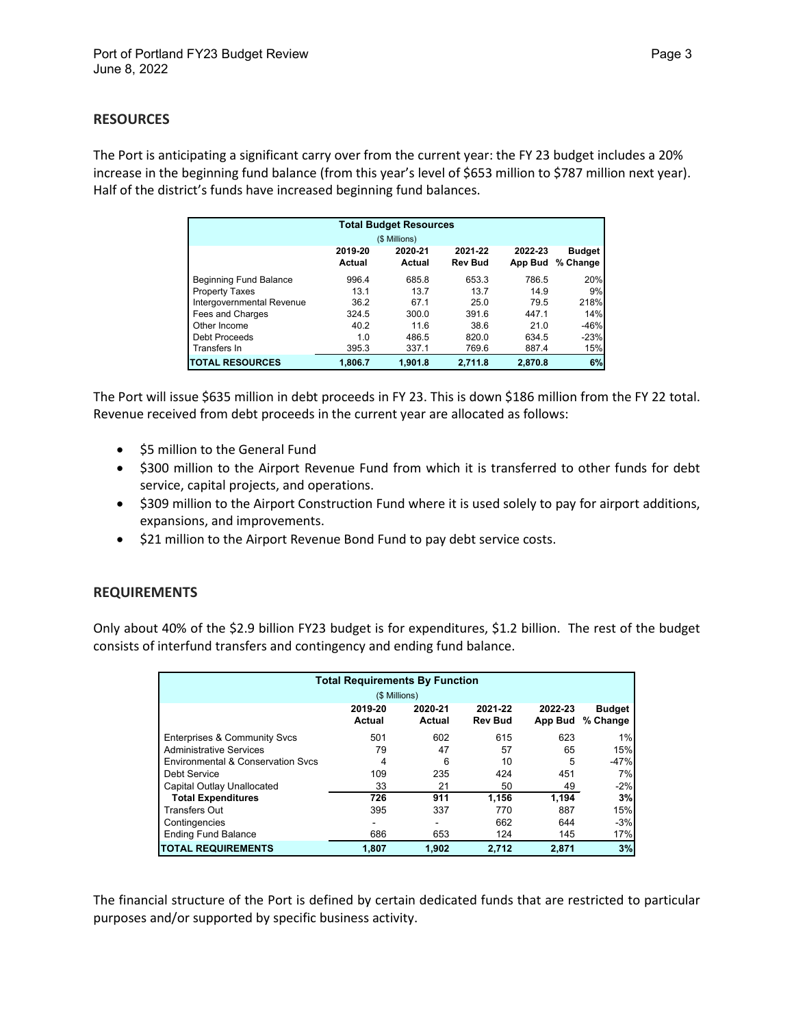## RESOURCES

The Port is anticipating a significant carry over from the current year: the FY 23 budget includes a 20% increase in the beginning fund balance (from this year's level of $653 million to $787 million next year). Half of the district's funds have increased beginning fund balances.

| Total Budget Resources ($ Millions) | | | | | |
|---|---|---|---|---|---|
| | 2019-20 Actual | 2020-21 Actual | 2021-22 Rev Bud | 2022-23 App Bud | Budget % Change |
| Beginning Fund Balance | 996.4 | 685.8 | 653.3 | 786.5 | 20% |
| Property Taxes | 13.1 | 13.7 | 13.7 | 14.9 | 9% |
| Intergovernmental Revenue | 36.2 | 67.1 | 25.0 | 79.5 | 218% |
| Fees and Charges | 324.5 | 300.0 | 391.6 | 447.1 | 14% |
| Other Income | 40.2 | 11.6 | 38.6 | 21.0 | -46% |
| Debt Proceeds | 1.0 | 486.5 | 820.0 | 634.5 | -23% |
| Transfers In | 395.3 | 337.1 | 769.6 | 887.4 | 15% |
| **TOTAL RESOURCES** | **1,806.7** | **1,901.8** | **2,711.8** | **2,870.8** | **6%** |

The Port will issue $635 million in debt proceeds in FY 23. This is down $186 million from the FY 22 total. Revenue received from debt proceeds in the current year are allocated as follows:

- $5 million to the General Fund
- $300 million to the Airport Revenue Fund from which it is transferred to other funds for debt service, capital projects, and operations.
- $309 million to the Airport Construction Fund where it is used solely to pay for airport additions, expansions, and improvements.
- $21 million to the Airport Revenue Bond Fund to pay debt service costs.

## REQUIREMENTS

Only about 40% of the $2.9 billion FY23 budget is for expenditures, $1.2 billion. The rest of the budget consists of interfund transfers and contingency and ending fund balance.

| Total Requirements By Function ($ Millions) | | | | | |
|---|---|---|---|---|---|
| | 2019-20 Actual | 2020-21 Actual | 2021-22 Rev Bud | 2022-23 App Bud | Budget % Change |
| Enterprises & Community Svcs | 501 | 602 | 615 | 623 | 1% |
| Administrative Services | 79 | 47 | 57 | 65 | 15% |
| Environmental & Conservation Svcs | 4 | 6 | 10 | 5 | -47% |
| Debt Service | 109 | 235 | 424 | 451 | 7% |
| Capital Outlay Unallocated | 33 | 21 | 50 | 49 | -2% |
| **Total Expenditures** | **726** | **911** | **1,156** | **1,194** | **3%** |
| Transfers Out | 395 | 337 | 770 | 887 | 15% |
| Contingencies | - | - | 662 | 644 | -3% |
| Ending Fund Balance | 686 | 653 | 124 | 145 | 17% |
| **TOTAL REQUIREMENTS** | **1,807** | **1,902** | **2,712** | **2,871** | **3%** |

The financial structure of the Port is defined by certain dedicated funds that are restricted to particular purposes and/or supported by specific business activity.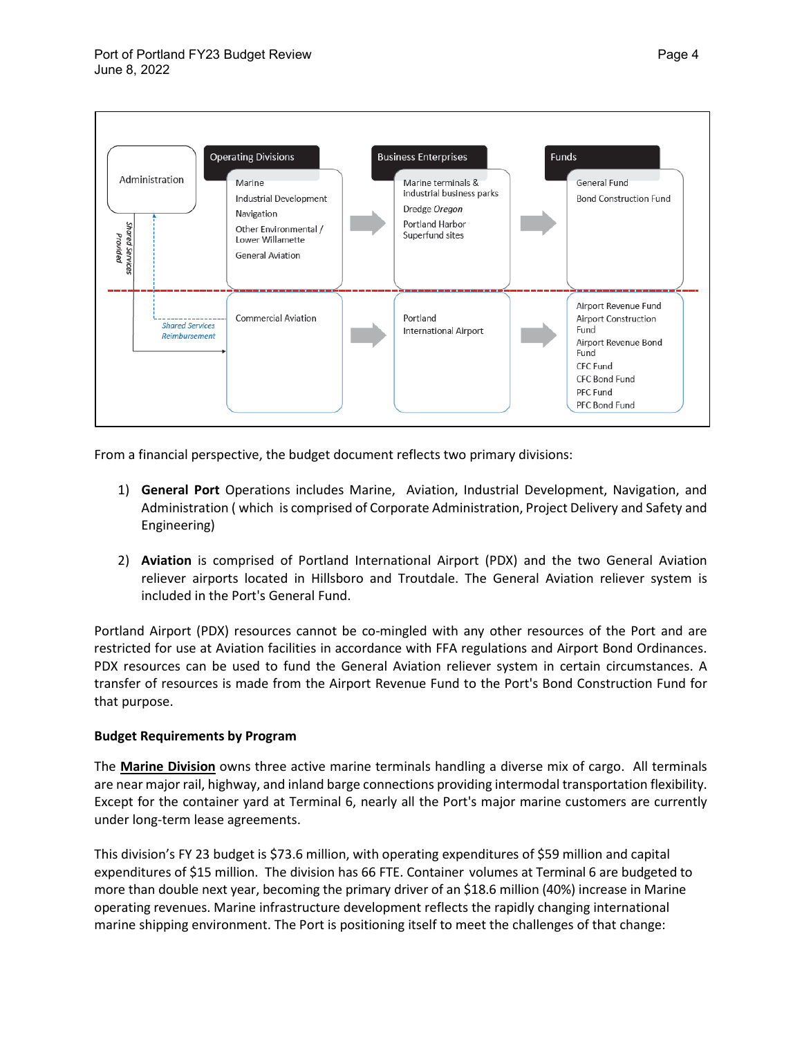Administration

Shared Services Provided

Shared Services Reimbursement

| Operating Divisions | Business Enterprises | Funds |
| --- | --- | --- |
| Marine<br>Industrial Development<br>Navigation<br>Other Environmental / Lower Willamette<br>General Aviation | Marine terminals & industrial business parks<br>Dredge *Oregon*<br>Portland Harbor Superfund sites | General Fund<br>Bond Construction Fund |
| Commercial Aviation | Portland International Airport | Airport Revenue Fund<br>Airport Construction Fund<br>Airport Revenue Bond Fund<br>CFC Fund<br>CFC Bond Fund<br>PFC Fund<br>PFC Bond Fund |

From a financial perspective, the budget document reflects two primary divisions:

1) **General Port** Operations includes Marine, Aviation, Industrial Development, Navigation, and Administration ( which is comprised of Corporate Administration, Project Delivery and Safety and Engineering)

2) **Aviation** is comprised of Portland International Airport (PDX) and the two General Aviation reliever airports located in Hillsboro and Troutdale. The General Aviation reliever system is included in the Port's General Fund.

Portland Airport (PDX) resources cannot be co-mingled with any other resources of the Port and are restricted for use at Aviation facilities in accordance with FFA regulations and Airport Bond Ordinances. PDX resources can be used to fund the General Aviation reliever system in certain circumstances. A transfer of resources is made from the Airport Revenue Fund to the Port's Bond Construction Fund for that purpose.

**Budget Requirements by Program**

The **Marine Division** owns three active marine terminals handling a diverse mix of cargo. All terminals are near major rail, highway, and inland barge connections providing intermodal transportation flexibility. Except for the container yard at Terminal 6, nearly all the Port's major marine customers are currently under long-term lease agreements.

This division's FY 23 budget is $73.6 million, with operating expenditures of $59 million and capital expenditures of $15 million. The division has 66 FTE. Container volumes at Terminal 6 are budgeted to more than double next year, becoming the primary driver of an $18.6 million (40%) increase in Marine operating revenues. Marine infrastructure development reflects the rapidly changing international marine shipping environment. The Port is positioning itself to meet the challenges of that change: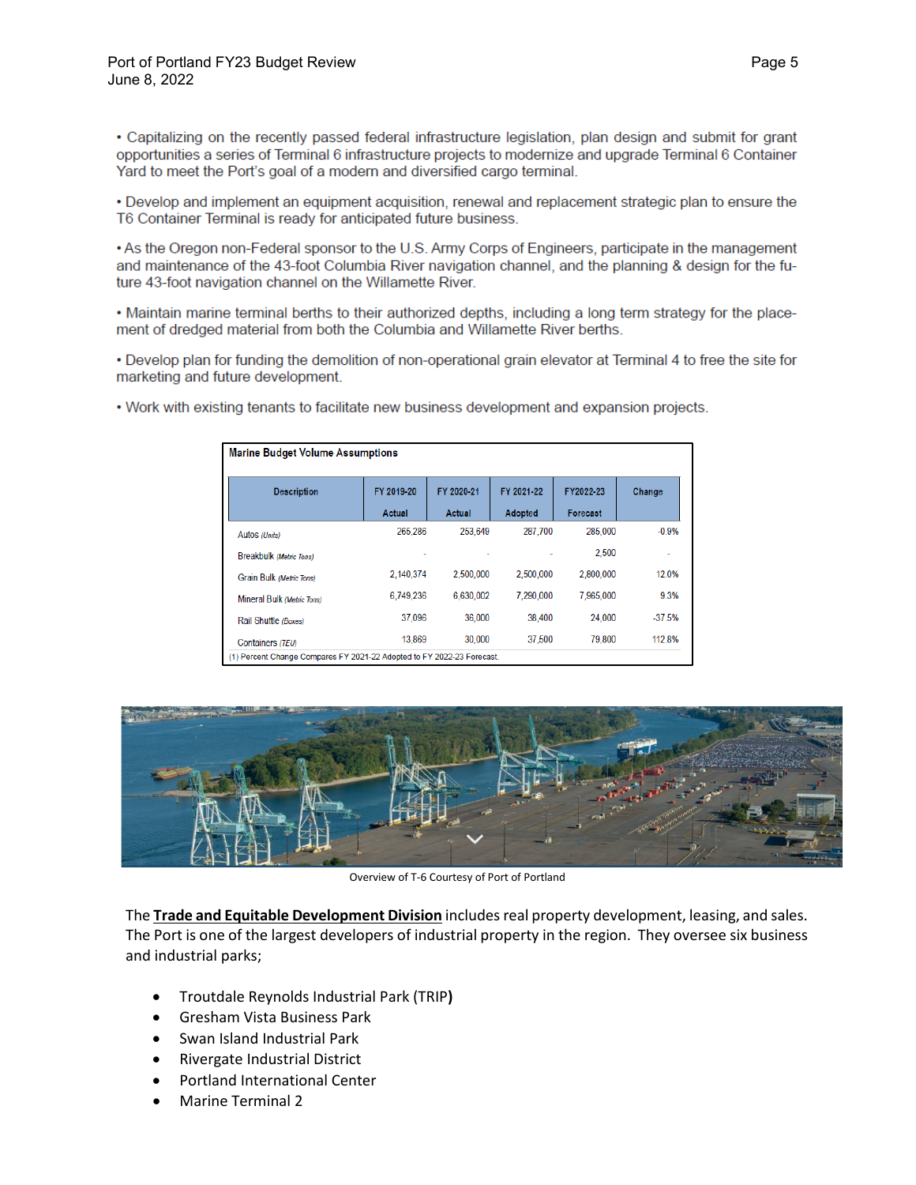• Capitalizing on the recently passed federal infrastructure legislation, plan design and submit for grant opportunities a series of Terminal 6 infrastructure projects to modernize and upgrade Terminal 6 Container Yard to meet the Port's goal of a modern and diversified cargo terminal.

• Develop and implement an equipment acquisition, renewal and replacement strategic plan to ensure the T6 Container Terminal is ready for anticipated future business.

• As the Oregon non-Federal sponsor to the U.S. Army Corps of Engineers, participate in the management and maintenance of the 43-foot Columbia River navigation channel, and the planning & design for the future 43-foot navigation channel on the Willamette River.

• Maintain marine terminal berths to their authorized depths, including a long term strategy for the placement of dredged material from both the Columbia and Willamette River berths.

• Develop plan for funding the demolition of non-operational grain elevator at Terminal 4 to free the site for marketing and future development.

• Work with existing tenants to facilitate new business development and expansion projects.

**Marine Budget Volume Assumptions**

| Description | FY 2019-20 Actual | FY 2020-21 Actual | FY 2021-22 Adopted | FY2022-23 Forecast | Change |
|---|---|---|---|---|---|
| Autos *(Units)* | 265,286 | 253,649 | 287,700 | 285,000 | -0.9% |
| Breakbulk *(Metric Tons)* | - | - | - | 2,500 | - |
| Grain Bulk *(Metric Tons)* | 2,140,374 | 2,500,000 | 2,500,000 | 2,800,000 | 12.0% |
| Mineral Bulk *(Metric Tons)* | 6,749,236 | 6,630,002 | 7,290,000 | 7,965,000 | 9.3% |
| Rail Shuttle *(Boxes)* | 37,096 | 36,000 | 38,400 | 24,000 | -37.5% |
| Containers *(TEU)* | 13,869 | 30,000 | 37,500 | 79,800 | 112.8% |

(1) Percent Change Compares FY 2021-22 Adopted to FY 2022-23 Forecast.

Overview of T-6 Courtesy of Port of Portland

The **Trade and Equitable Development Division** includes real property development, leasing, and sales. The Port is one of the largest developers of industrial property in the region. They oversee six business and industrial parks;

- Troutdale Reynolds Industrial Park (TRIP**)**
- Gresham Vista Business Park
- Swan Island Industrial Park
- Rivergate Industrial District
- Portland International Center
- Marine Terminal 2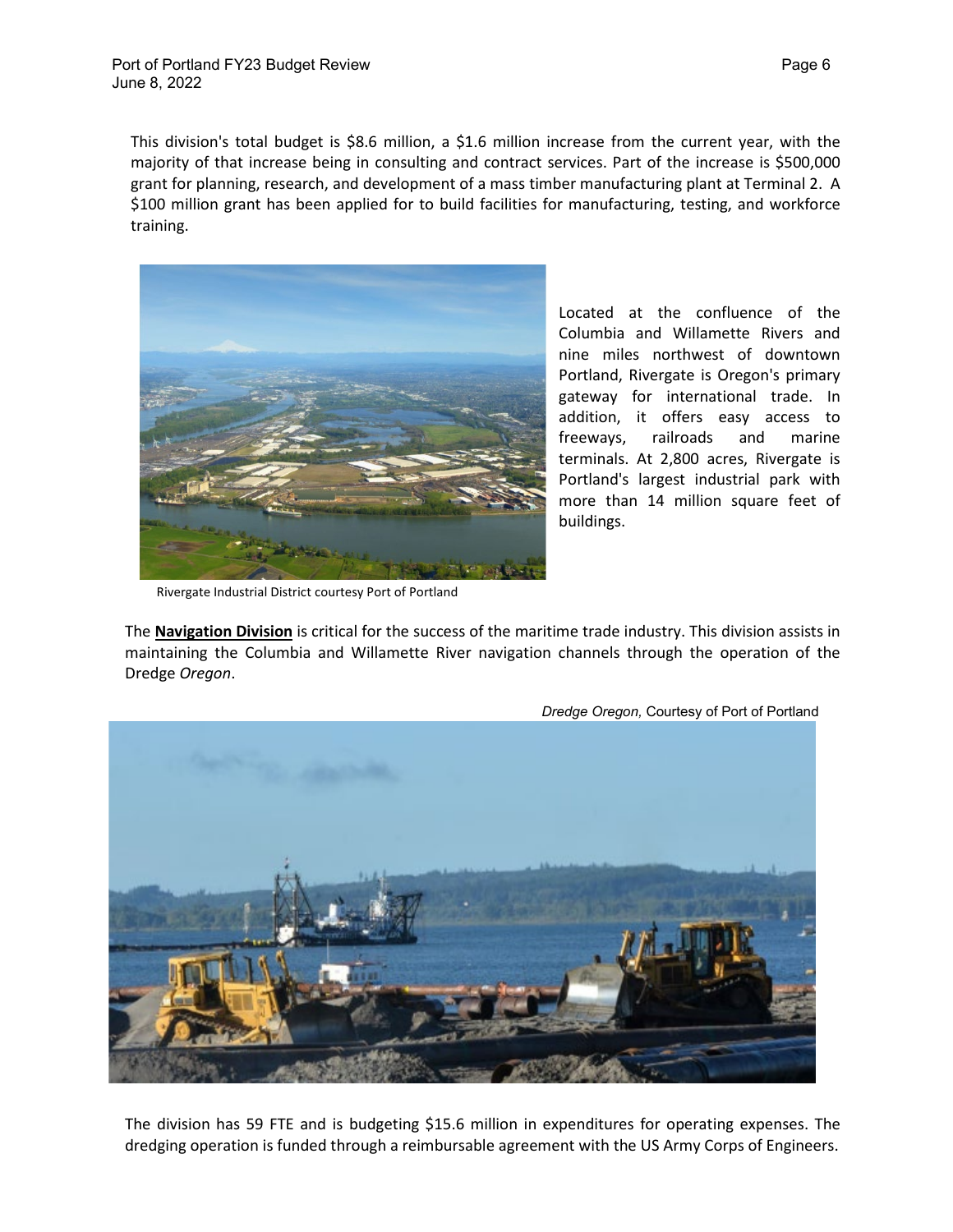This division's total budget is $8.6 million, a $1.6 million increase from the current year, with the majority of that increase being in consulting and contract services. Part of the increase is $500,000 grant for planning, research, and development of a mass timber manufacturing plant at Terminal 2. A $100 million grant has been applied for to build facilities for manufacturing, testing, and workforce training.

Located at the confluence of the Columbia and Willamette Rivers and nine miles northwest of downtown Portland, Rivergate is Oregon's primary gateway for international trade. In addition, it offers easy access to freeways, railroads and marine terminals. At 2,800 acres, Rivergate is Portland's largest industrial park with more than 14 million square feet of buildings.

Rivergate Industrial District courtesy Port of Portland

The **Navigation Division** is critical for the success of the maritime trade industry. This division assists in maintaining the Columbia and Willamette River navigation channels through the operation of the Dredge *Oregon*.

*Dredge Oregon*, Courtesy of Port of Portland

The division has 59 FTE and is budgeting $15.6 million in expenditures for operating expenses. The dredging operation is funded through a reimbursable agreement with the US Army Corps of Engineers.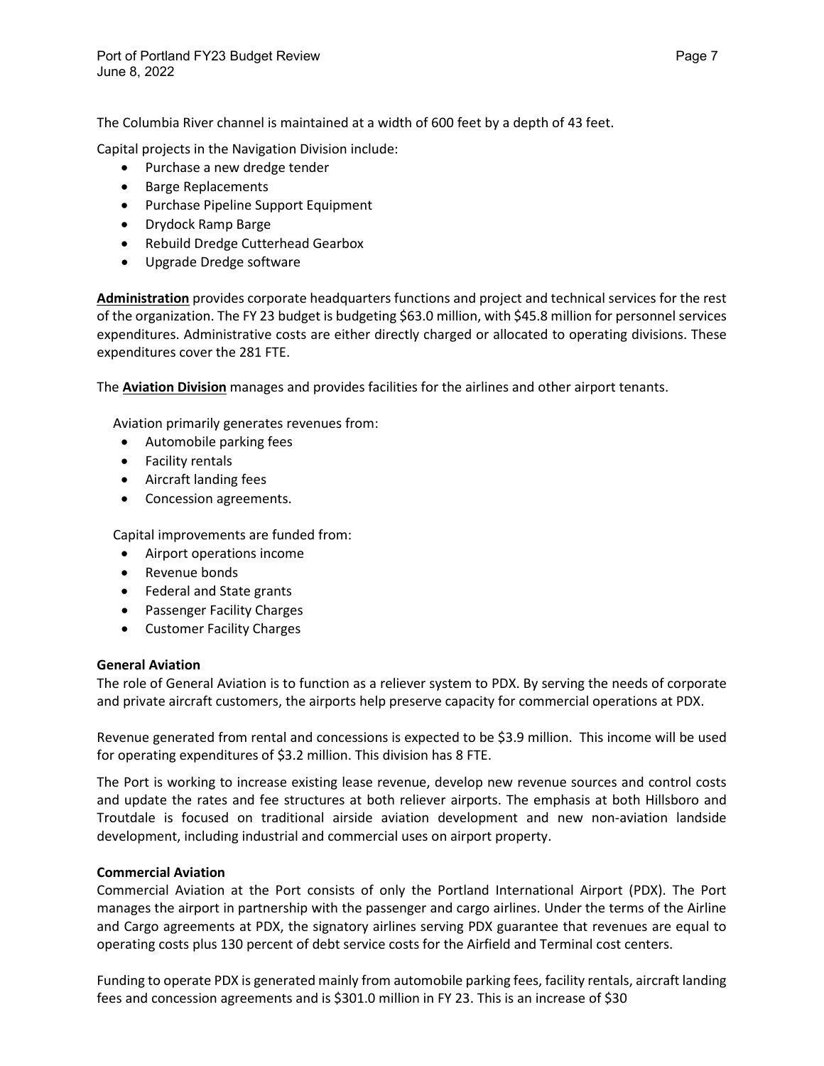The Columbia River channel is maintained at a width of 600 feet by a depth of 43 feet.

Capital projects in the Navigation Division include:

- Purchase a new dredge tender
- Barge Replacements
- Purchase Pipeline Support Equipment
- Drydock Ramp Barge
- Rebuild Dredge Cutterhead Gearbox
- Upgrade Dredge software

**Administration** provides corporate headquarters functions and project and technical services for the rest of the organization. The FY 23 budget is budgeting $63.0 million, with $45.8 million for personnel services expenditures. Administrative costs are either directly charged or allocated to operating divisions. These expenditures cover the 281 FTE.

The **Aviation Division** manages and provides facilities for the airlines and other airport tenants.

Aviation primarily generates revenues from:

- Automobile parking fees
- Facility rentals
- Aircraft landing fees
- Concession agreements.

Capital improvements are funded from:

- Airport operations income
- Revenue bonds
- Federal and State grants
- Passenger Facility Charges
- Customer Facility Charges

**General Aviation**

The role of General Aviation is to function as a reliever system to PDX. By serving the needs of corporate and private aircraft customers, the airports help preserve capacity for commercial operations at PDX.

Revenue generated from rental and concessions is expected to be $3.9 million. This income will be used for operating expenditures of $3.2 million. This division has 8 FTE.

The Port is working to increase existing lease revenue, develop new revenue sources and control costs and update the rates and fee structures at both reliever airports. The emphasis at both Hillsboro and Troutdale is focused on traditional airside aviation development and new non-aviation landside development, including industrial and commercial uses on airport property.

**Commercial Aviation**

Commercial Aviation at the Port consists of only the Portland International Airport (PDX). The Port manages the airport in partnership with the passenger and cargo airlines. Under the terms of the Airline and Cargo agreements at PDX, the signatory airlines serving PDX guarantee that revenues are equal to operating costs plus 130 percent of debt service costs for the Airfield and Terminal cost centers.

Funding to operate PDX is generated mainly from automobile parking fees, facility rentals, aircraft landing fees and concession agreements and is $301.0 million in FY 23. This is an increase of $30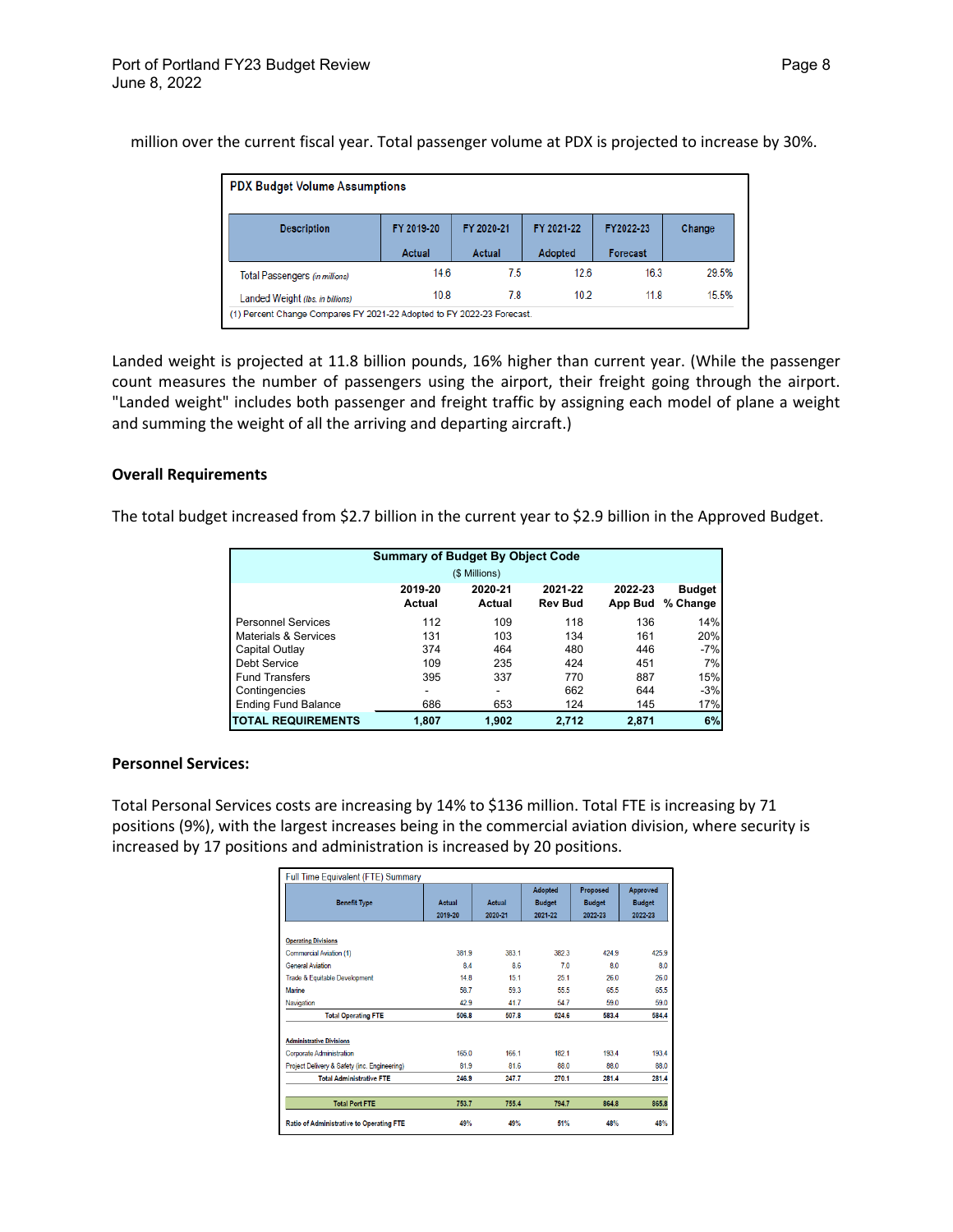million over the current fiscal year. Total passenger volume at PDX is projected to increase by 30%.

**PDX Budget Volume Assumptions**

| Description | FY 2019-20 Actual | FY 2020-21 Actual | FY 2021-22 Adopted | FY2022-23 Forecast | Change |
|---|---|---|---|---|---|
| Total Passengers *(in millions)* | 14.6 | 7.5 | 12.6 | 16.3 | 29.5% |
| Landed Weight *(lbs. in billions)* | 10.8 | 7.8 | 10.2 | 11.8 | 15.5% |

(1) Percent Change Compares FY 2021-22 Adopted to FY 2022-23 Forecast.

Landed weight is projected at 11.8 billion pounds, 16% higher than current year. (While the passenger count measures the number of passengers using the airport, their freight going through the airport. "Landed weight" includes both passenger and freight traffic by assigning each model of plane a weight and summing the weight of all the arriving and departing aircraft.)

### Overall Requirements

The total budget increased from $2.7 billion in the current year to $2.9 billion in the Approved Budget.

**Summary of Budget By Object Code**
($ Millions)

| | 2019-20 Actual | 2020-21 Actual | 2021-22 Rev Bud | 2022-23 App Bud | Budget % Change |
|---|---|---|---|---|---|
| Personnel Services | 112 | 109 | 118 | 136 | 14% |
| Materials & Services | 131 | 103 | 134 | 161 | 20% |
| Capital Outlay | 374 | 464 | 480 | 446 | -7% |
| Debt Service | 109 | 235 | 424 | 451 | 7% |
| Fund Transfers | 395 | 337 | 770 | 887 | 15% |
| Contingencies | - | - | 662 | 644 | -3% |
| Ending Fund Balance | 686 | 653 | 124 | 145 | 17% |
| **TOTAL REQUIREMENTS** | **1,807** | **1,902** | **2,712** | **2,871** | **6%** |

### Personnel Services:

Total Personal Services costs are increasing by 14% to $136 million. Total FTE is increasing by 71 positions (9%), with the largest increases being in the commercial aviation division, where security is increased by 17 positions and administration is increased by 20 positions.

**Full Time Equivalent (FTE) Summary**

| Benefit Type | Actual 2019-20 | Actual 2020-21 | Adopted Budget 2021-22 | Proposed Budget 2022-23 | Approved Budget 2022-23 |
|---|---|---|---|---|---|
| **Operating Divisions** | | | | | |
| Commercial Aviation (1) | 381.9 | 383.1 | 382.3 | 424.9 | 425.9 |
| General Aviation | 8.4 | 8.6 | 7.0 | 8.0 | 8.0 |
| Trade & Equitable Development | 14.8 | 15.1 | 25.1 | 26.0 | 26.0 |
| Marine | 58.7 | 59.3 | 55.5 | 65.5 | 65.5 |
| Navigation | 42.9 | 41.7 | 54.7 | 59.0 | 59.0 |
| **Total Operating FTE** | **506.8** | **507.8** | **524.6** | **583.4** | **584.4** |
| **Administrative Divisions** | | | | | |
| Corporate Administration | 165.0 | 166.1 | 182.1 | 193.4 | 193.4 |
| Project Delivery & Safety (inc. Engineering) | 81.9 | 81.6 | 88.0 | 88.0 | 88.0 |
| **Total Administrative FTE** | **246.9** | **247.7** | **270.1** | **281.4** | **281.4** |
| **Total Port FTE** | **753.7** | **755.4** | **794.7** | **864.8** | **865.8** |
| **Ratio of Administrative to Operating FTE** | 49% | 49% | 51% | 48% | 48% |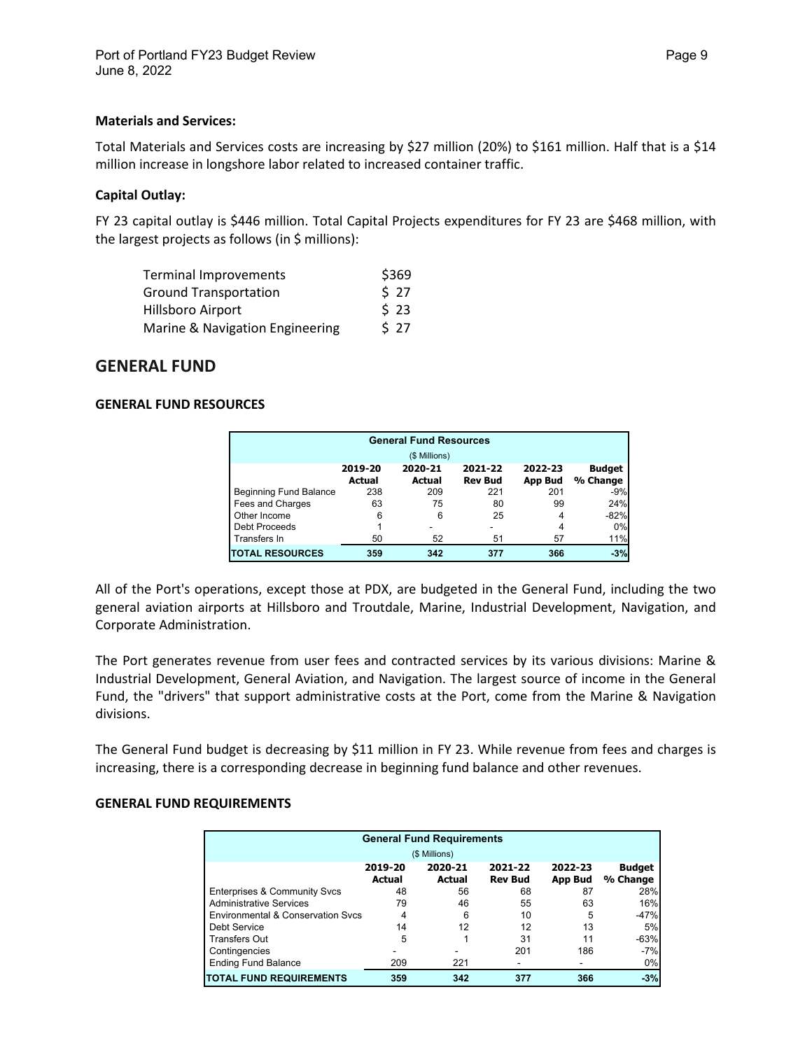**Materials and Services:**

Total Materials and Services costs are increasing by $27 million (20%) to $161 million. Half that is a $14 million increase in longshore labor related to increased container traffic.

**Capital Outlay:**

FY 23 capital outlay is $446 million. Total Capital Projects expenditures for FY 23 are $468 million, with the largest projects as follows (in $ millions):

| | |
|---|---|
| Terminal Improvements | $369 |
| Ground Transportation | $ 27 |
| Hillsboro Airport | $ 23 |
| Marine & Navigation Engineering | $ 27 |

## GENERAL FUND

### GENERAL FUND RESOURCES

| General Fund Resources ($ Millions) | | | | | |
|---|---|---|---|---|---|
| | 2019-20 Actual | 2020-21 Actual | 2021-22 Rev Bud | 2022-23 App Bud | Budget % Change |
| Beginning Fund Balance | 238 | 209 | 221 | 201 | -9% |
| Fees and Charges | 63 | 75 | 80 | 99 | 24% |
| Other Income | 6 | 6 | 25 | 4 | -82% |
| Debt Proceeds | 1 | - | - | 4 | 0% |
| Transfers In | 50 | 52 | 51 | 57 | 11% |
| **TOTAL RESOURCES** | **359** | **342** | **377** | **366** | **-3%** |

All of the Port's operations, except those at PDX, are budgeted in the General Fund, including the two general aviation airports at Hillsboro and Troutdale, Marine, Industrial Development, Navigation, and Corporate Administration.

The Port generates revenue from user fees and contracted services by its various divisions: Marine & Industrial Development, General Aviation, and Navigation. The largest source of income in the General Fund, the "drivers" that support administrative costs at the Port, come from the Marine & Navigation divisions.

The General Fund budget is decreasing by $11 million in FY 23. While revenue from fees and charges is increasing, there is a corresponding decrease in beginning fund balance and other revenues.

### GENERAL FUND REQUIREMENTS

| General Fund Requirements ($ Millions) | | | | | |
|---|---|---|---|---|---|
| | 2019-20 Actual | 2020-21 Actual | 2021-22 Rev Bud | 2022-23 App Bud | Budget % Change |
| Enterprises & Community Svcs | 48 | 56 | 68 | 87 | 28% |
| Administrative Services | 79 | 46 | 55 | 63 | 16% |
| Environmental & Conservation Svcs | 4 | 6 | 10 | 5 | -47% |
| Debt Service | 14 | 12 | 12 | 13 | 5% |
| Transfers Out | 5 | 1 | 31 | 11 | -63% |
| Contingencies | - | - | 201 | 186 | -7% |
| Ending Fund Balance | 209 | 221 | - | - | 0% |
| **TOTAL FUND REQUIREMENTS** | **359** | **342** | **377** | **366** | **-3%** |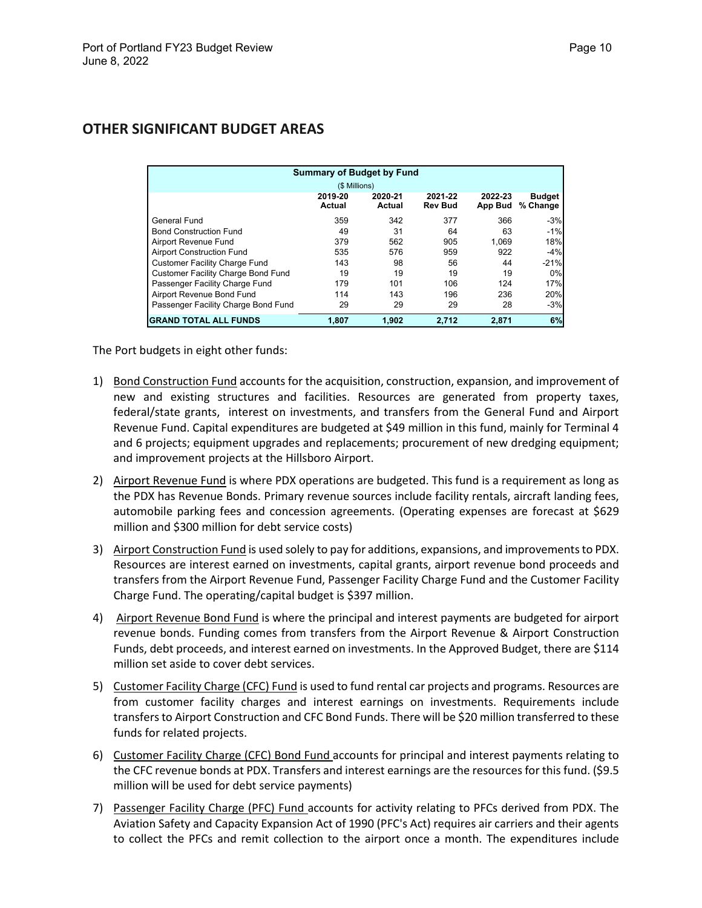## OTHER SIGNIFICANT BUDGET AREAS

| Summary of Budget by Fund<br>($ Millions) | 2019-20 Actual | 2020-21 Actual | 2021-22 Rev Bud | 2022-23 App Bud | Budget % Change |
|---|---|---|---|---|---|
| General Fund | 359 | 342 | 377 | 366 | -3% |
| Bond Construction Fund | 49 | 31 | 64 | 63 | -1% |
| Airport Revenue Fund | 379 | 562 | 905 | 1,069 | 18% |
| Airport Construction Fund | 535 | 576 | 959 | 922 | -4% |
| Customer Facility Charge Fund | 143 | 98 | 56 | 44 | -21% |
| Customer Facility Charge Bond Fund | 19 | 19 | 19 | 19 | 0% |
| Passenger Facility Charge Fund | 179 | 101 | 106 | 124 | 17% |
| Airport Revenue Bond Fund | 114 | 143 | 196 | 236 | 20% |
| Passenger Facility Charge Bond Fund | 29 | 29 | 29 | 28 | -3% |
| **GRAND TOTAL ALL FUNDS** | **1,807** | **1,902** | **2,712** | **2,871** | **6%** |

The Port budgets in eight other funds:

1) Bond Construction Fund accounts for the acquisition, construction, expansion, and improvement of new and existing structures and facilities. Resources are generated from property taxes, federal/state grants, interest on investments, and transfers from the General Fund and Airport Revenue Fund. Capital expenditures are budgeted at $49 million in this fund, mainly for Terminal 4 and 6 projects; equipment upgrades and replacements; procurement of new dredging equipment; and improvement projects at the Hillsboro Airport.

2) Airport Revenue Fund is where PDX operations are budgeted. This fund is a requirement as long as the PDX has Revenue Bonds. Primary revenue sources include facility rentals, aircraft landing fees, automobile parking fees and concession agreements. (Operating expenses are forecast at $629 million and $300 million for debt service costs)

3) Airport Construction Fund is used solely to pay for additions, expansions, and improvements to PDX. Resources are interest earned on investments, capital grants, airport revenue bond proceeds and transfers from the Airport Revenue Fund, Passenger Facility Charge Fund and the Customer Facility Charge Fund. The operating/capital budget is $397 million.

4) Airport Revenue Bond Fund is where the principal and interest payments are budgeted for airport revenue bonds. Funding comes from transfers from the Airport Revenue & Airport Construction Funds, debt proceeds, and interest earned on investments. In the Approved Budget, there are $114 million set aside to cover debt services.

5) Customer Facility Charge (CFC) Fund is used to fund rental car projects and programs. Resources are from customer facility charges and interest earnings on investments. Requirements include transfers to Airport Construction and CFC Bond Funds. There will be $20 million transferred to these funds for related projects.

6) Customer Facility Charge (CFC) Bond Fund accounts for principal and interest payments relating to the CFC revenue bonds at PDX. Transfers and interest earnings are the resources for this fund. ($9.5 million will be used for debt service payments)

7) Passenger Facility Charge (PFC) Fund accounts for activity relating to PFCs derived from PDX. The Aviation Safety and Capacity Expansion Act of 1990 (PFC's Act) requires air carriers and their agents to collect the PFCs and remit collection to the airport once a month. The expenditures include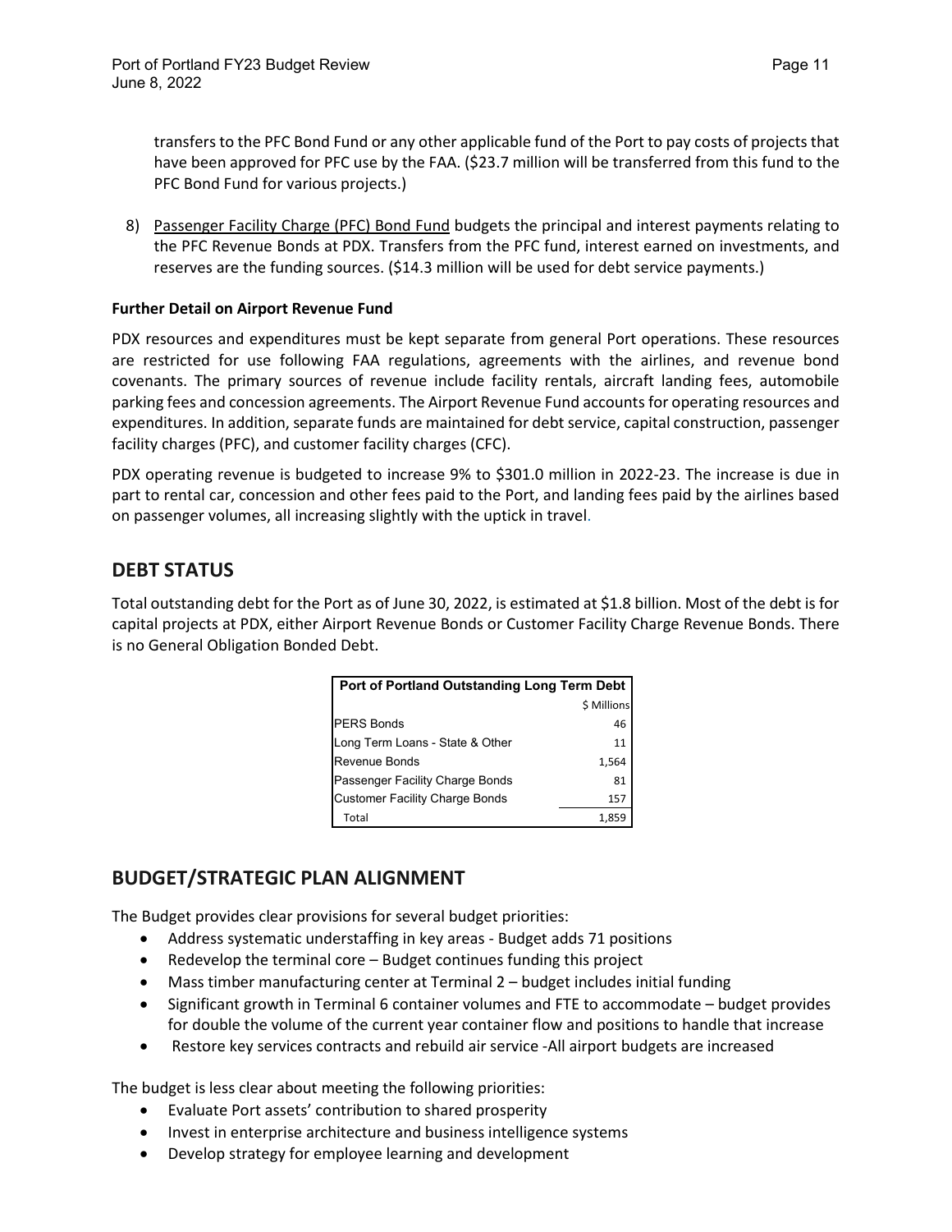transfers to the PFC Bond Fund or any other applicable fund of the Port to pay costs of projects that have been approved for PFC use by the FAA. ($23.7 million will be transferred from this fund to the PFC Bond Fund for various projects.)

8) Passenger Facility Charge (PFC) Bond Fund budgets the principal and interest payments relating to the PFC Revenue Bonds at PDX. Transfers from the PFC fund, interest earned on investments, and reserves are the funding sources. ($14.3 million will be used for debt service payments.)

**Further Detail on Airport Revenue Fund**

PDX resources and expenditures must be kept separate from general Port operations. These resources are restricted for use following FAA regulations, agreements with the airlines, and revenue bond covenants. The primary sources of revenue include facility rentals, aircraft landing fees, automobile parking fees and concession agreements. The Airport Revenue Fund accounts for operating resources and expenditures. In addition, separate funds are maintained for debt service, capital construction, passenger facility charges (PFC), and customer facility charges (CFC).

PDX operating revenue is budgeted to increase 9% to $301.0 million in 2022-23. The increase is due in part to rental car, concession and other fees paid to the Port, and landing fees paid by the airlines based on passenger volumes, all increasing slightly with the uptick in travel.

## DEBT STATUS

Total outstanding debt for the Port as of June 30, 2022, is estimated at $1.8 billion. Most of the debt is for capital projects at PDX, either Airport Revenue Bonds or Customer Facility Charge Revenue Bonds. There is no General Obligation Bonded Debt.

| Port of Portland Outstanding Long Term Debt | $ Millions |
|---|---|
| PERS Bonds | 46 |
| Long Term Loans - State & Other | 11 |
| Revenue Bonds | 1,564 |
| Passenger Facility Charge Bonds | 81 |
| Customer Facility Charge Bonds | 157 |
| Total | 1,859 |

## BUDGET/STRATEGIC PLAN ALIGNMENT

The Budget provides clear provisions for several budget priorities:

- Address systematic understaffing in key areas - Budget adds 71 positions
- Redevelop the terminal core – Budget continues funding this project
- Mass timber manufacturing center at Terminal 2 – budget includes initial funding
- Significant growth in Terminal 6 container volumes and FTE to accommodate – budget provides for double the volume of the current year container flow and positions to handle that increase
- Restore key services contracts and rebuild air service -All airport budgets are increased

The budget is less clear about meeting the following priorities:

- Evaluate Port assets' contribution to shared prosperity
- Invest in enterprise architecture and business intelligence systems
- Develop strategy for employee learning and development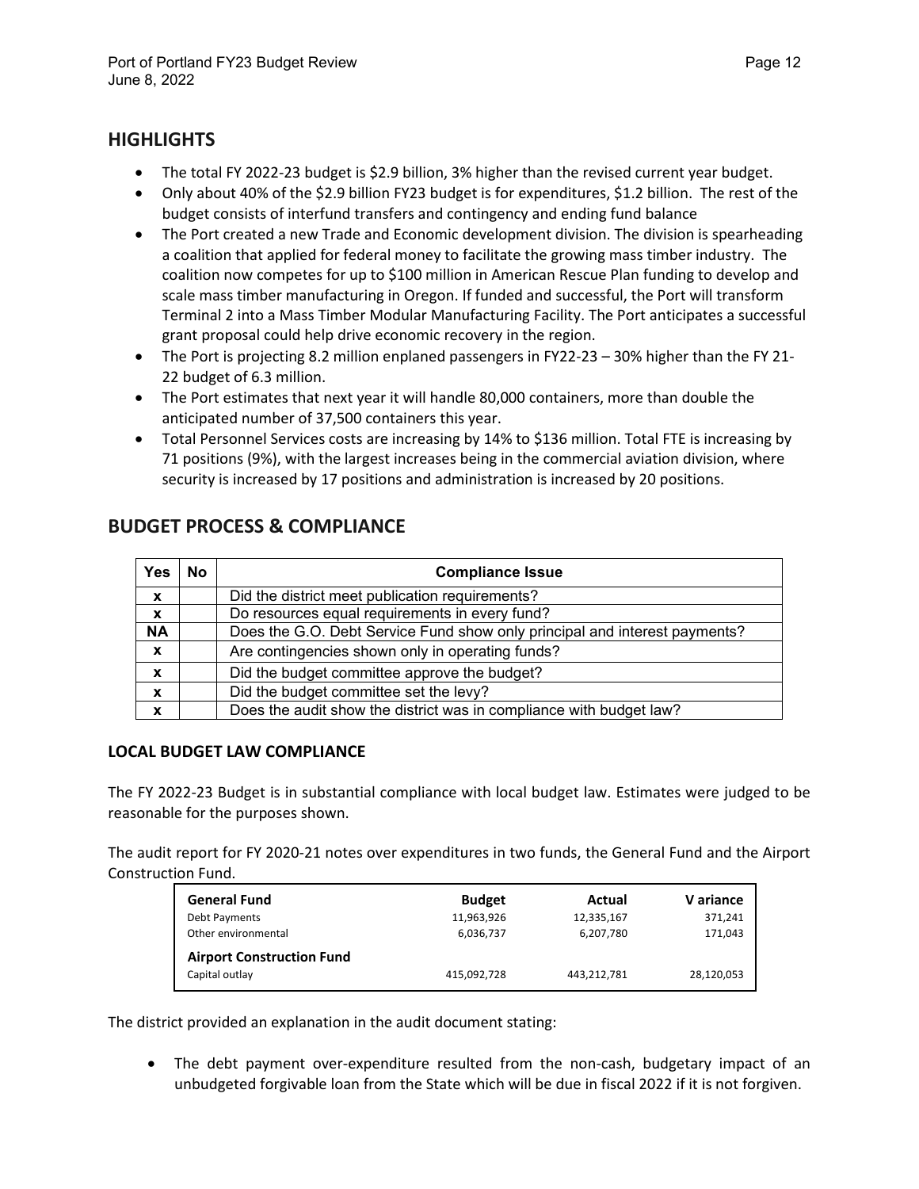## HIGHLIGHTS

- The total FY 2022-23 budget is $2.9 billion, 3% higher than the revised current year budget.
- Only about 40% of the $2.9 billion FY23 budget is for expenditures, $1.2 billion. The rest of the budget consists of interfund transfers and contingency and ending fund balance
- The Port created a new Trade and Economic development division. The division is spearheading a coalition that applied for federal money to facilitate the growing mass timber industry. The coalition now competes for up to $100 million in American Rescue Plan funding to develop and scale mass timber manufacturing in Oregon. If funded and successful, the Port will transform Terminal 2 into a Mass Timber Modular Manufacturing Facility. The Port anticipates a successful grant proposal could help drive economic recovery in the region.
- The Port is projecting 8.2 million enplaned passengers in FY22-23 – 30% higher than the FY 21-22 budget of 6.3 million.
- The Port estimates that next year it will handle 80,000 containers, more than double the anticipated number of 37,500 containers this year.
- Total Personnel Services costs are increasing by 14% to $136 million. Total FTE is increasing by 71 positions (9%), with the largest increases being in the commercial aviation division, where security is increased by 17 positions and administration is increased by 20 positions.

## BUDGET PROCESS & COMPLIANCE

| Yes | No | Compliance Issue |
|---|---|---|
| x | | Did the district meet publication requirements? |
| x | | Do resources equal requirements in every fund? |
| NA | | Does the G.O. Debt Service Fund show only principal and interest payments? |
| x | | Are contingencies shown only in operating funds? |
| x | | Did the budget committee approve the budget? |
| x | | Did the budget committee set the levy? |
| x | | Does the audit show the district was in compliance with budget law? |

### LOCAL BUDGET LAW COMPLIANCE

The FY 2022-23 Budget is in substantial compliance with local budget law. Estimates were judged to be reasonable for the purposes shown.

The audit report for FY 2020-21 notes over expenditures in two funds, the General Fund and the Airport Construction Fund.

| General Fund | Budget | Actual | Variance |
|---|---|---|---|
| Debt Payments | 11,963,926 | 12,335,167 | 371,241 |
| Other environmental | 6,036,737 | 6,207,780 | 171,043 |
| **Airport Construction Fund** | | | |
| Capital outlay | 415,092,728 | 443,212,781 | 28,120,053 |

The district provided an explanation in the audit document stating:

- The debt payment over-expenditure resulted from the non-cash, budgetary impact of an unbudgeted forgivable loan from the State which will be due in fiscal 2022 if it is not forgiven.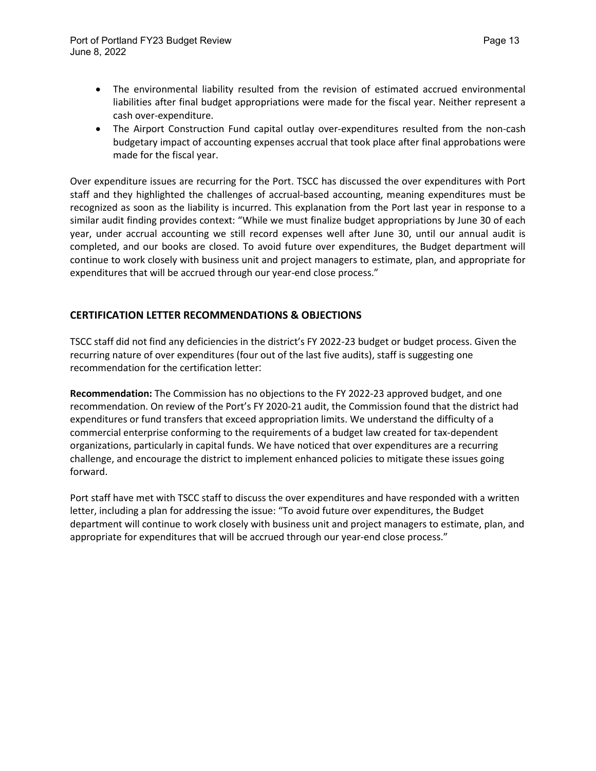- The environmental liability resulted from the revision of estimated accrued environmental liabilities after final budget appropriations were made for the fiscal year. Neither represent a cash over-expenditure.
- The Airport Construction Fund capital outlay over-expenditures resulted from the non-cash budgetary impact of accounting expenses accrual that took place after final approbations were made for the fiscal year.

Over expenditure issues are recurring for the Port. TSCC has discussed the over expenditures with Port staff and they highlighted the challenges of accrual-based accounting, meaning expenditures must be recognized as soon as the liability is incurred. This explanation from the Port last year in response to a similar audit finding provides context: "While we must finalize budget appropriations by June 30 of each year, under accrual accounting we still record expenses well after June 30, until our annual audit is completed, and our books are closed. To avoid future over expenditures, the Budget department will continue to work closely with business unit and project managers to estimate, plan, and appropriate for expenditures that will be accrued through our year-end close process."

## CERTIFICATION LETTER RECOMMENDATIONS & OBJECTIONS

TSCC staff did not find any deficiencies in the district's FY 2022-23 budget or budget process. Given the recurring nature of over expenditures (four out of the last five audits), staff is suggesting one recommendation for the certification letter:

**Recommendation:** The Commission has no objections to the FY 2022-23 approved budget, and one recommendation. On review of the Port's FY 2020-21 audit, the Commission found that the district had expenditures or fund transfers that exceed appropriation limits. We understand the difficulty of a commercial enterprise conforming to the requirements of a budget law created for tax-dependent organizations, particularly in capital funds. We have noticed that over expenditures are a recurring challenge, and encourage the district to implement enhanced policies to mitigate these issues going forward.

Port staff have met with TSCC staff to discuss the over expenditures and have responded with a written letter, including a plan for addressing the issue: "To avoid future over expenditures, the Budget department will continue to work closely with business unit and project managers to estimate, plan, and appropriate for expenditures that will be accrued through our year-end close process."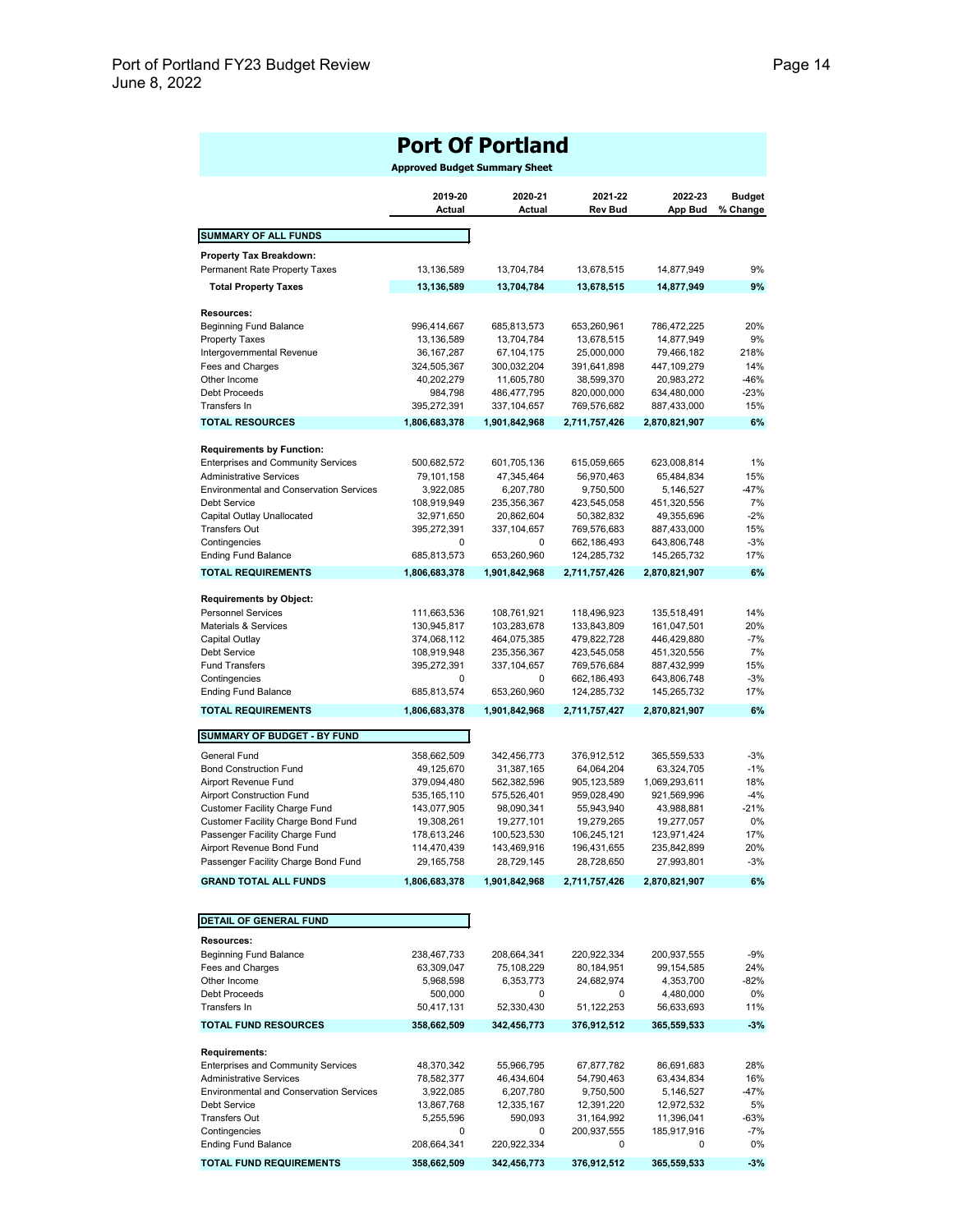# Port Of Portland

**Approved Budget Summary Sheet**

| | 2019-20 Actual | 2020-21 Actual | 2021-22 Rev Bud | 2022-23 App Bud | Budget % Change |
|---|---|---|---|---|---|
| **SUMMARY OF ALL FUNDS** | | | | | |
| **Property Tax Breakdown:** | | | | | |
| Permanent Rate Property Taxes | 13,136,589 | 13,704,784 | 13,678,515 | 14,877,949 | 9% |
| **Total Property Taxes** | **13,136,589** | **13,704,784** | **13,678,515** | **14,877,949** | **9%** |
| **Resources:** | | | | | |
| Beginning Fund Balance | 996,414,667 | 685,813,573 | 653,260,961 | 786,472,225 | 20% |
| Property Taxes | 13,136,589 | 13,704,784 | 13,678,515 | 14,877,949 | 9% |
| Intergovernmental Revenue | 36,167,287 | 67,104,175 | 25,000,000 | 79,466,182 | 218% |
| Fees and Charges | 324,505,367 | 300,032,204 | 391,641,898 | 447,109,279 | 14% |
| Other Income | 40,202,279 | 11,605,780 | 38,599,370 | 20,983,272 | -46% |
| Debt Proceeds | 984,798 | 486,477,795 | 820,000,000 | 634,480,000 | -23% |
| Transfers In | 395,272,391 | 337,104,657 | 769,576,682 | 887,433,000 | 15% |
| **TOTAL RESOURCES** | **1,806,683,378** | **1,901,842,968** | **2,711,757,426** | **2,870,821,907** | **6%** |
| **Requirements by Function:** | | | | | |
| Enterprises and Community Services | 500,682,572 | 601,705,136 | 615,059,665 | 623,008,814 | 1% |
| Administrative Services | 79,101,158 | 47,345,464 | 56,970,463 | 65,484,834 | 15% |
| Environmental and Conservation Services | 3,922,085 | 6,207,780 | 9,750,500 | 5,146,527 | -47% |
| Debt Service | 108,919,949 | 235,356,367 | 423,545,058 | 451,320,556 | 7% |
| Capital Outlay Unallocated | 32,971,650 | 20,862,604 | 50,382,832 | 49,355,696 | -2% |
| Transfers Out | 395,272,391 | 337,104,657 | 769,576,683 | 887,433,000 | 15% |
| Contingencies | 0 | 0 | 662,186,493 | 643,806,748 | -3% |
| Ending Fund Balance | 685,813,573 | 653,260,960 | 124,285,732 | 145,265,732 | 17% |
| **TOTAL REQUIREMENTS** | **1,806,683,378** | **1,901,842,968** | **2,711,757,426** | **2,870,821,907** | **6%** |
| **Requirements by Object:** | | | | | |
| Personnel Services | 111,663,536 | 108,761,921 | 118,496,923 | 135,518,491 | 14% |
| Materials & Services | 130,945,817 | 103,283,678 | 133,843,809 | 161,047,501 | 20% |
| Capital Outlay | 374,068,112 | 464,075,385 | 479,822,728 | 446,429,880 | -7% |
| Debt Service | 108,919,948 | 235,356,367 | 423,545,058 | 451,320,556 | 7% |
| Fund Transfers | 395,272,391 | 337,104,657 | 769,576,684 | 887,432,999 | 15% |
| Contingencies | 0 | 0 | 662,186,493 | 643,806,748 | -3% |
| Ending Fund Balance | 685,813,574 | 653,260,960 | 124,285,732 | 145,265,732 | 17% |
| **TOTAL REQUIREMENTS** | **1,806,683,378** | **1,901,842,968** | **2,711,757,427** | **2,870,821,907** | **6%** |
| **SUMMARY OF BUDGET - BY FUND** | | | | | |
| General Fund | 358,662,509 | 342,456,773 | 376,912,512 | 365,559,533 | -3% |
| Bond Construction Fund | 49,125,670 | 31,387,165 | 64,064,204 | 63,324,705 | -1% |
| Airport Revenue Fund | 379,094,480 | 562,382,596 | 905,123,589 | 1,069,293,611 | 18% |
| Airport Construction Fund | 535,165,110 | 575,526,401 | 959,028,490 | 921,569,996 | -4% |
| Customer Facility Charge Fund | 143,077,905 | 98,090,341 | 55,943,940 | 43,988,881 | -21% |
| Customer Facility Charge Bond Fund | 19,308,261 | 19,277,101 | 19,279,265 | 19,277,057 | 0% |
| Passenger Facility Charge Fund | 178,613,246 | 100,523,530 | 106,245,121 | 123,971,424 | 17% |
| Airport Revenue Bond Fund | 114,470,439 | 143,469,916 | 196,431,655 | 235,842,899 | 20% |
| Passenger Facility Charge Bond Fund | 29,165,758 | 28,729,145 | 28,728,650 | 27,993,801 | -3% |
| **GRAND TOTAL ALL FUNDS** | **1,806,683,378** | **1,901,842,968** | **2,711,757,426** | **2,870,821,907** | **6%** |
| **DETAIL OF GENERAL FUND** | | | | | |
| **Resources:** | | | | | |
| Beginning Fund Balance | 238,467,733 | 208,664,341 | 220,922,334 | 200,937,555 | -9% |
| Fees and Charges | 63,309,047 | 75,108,229 | 80,184,951 | 99,154,585 | 24% |
| Other Income | 5,968,598 | 6,353,773 | 24,682,974 | 4,353,700 | -82% |
| Debt Proceeds | 500,000 | 0 | 0 | 4,480,000 | 0% |
| Transfers In | 50,417,131 | 52,330,430 | 51,122,253 | 56,633,693 | 11% |
| **TOTAL FUND RESOURCES** | **358,662,509** | **342,456,773** | **376,912,512** | **365,559,533** | **-3%** |
| **Requirements:** | | | | | |
| Enterprises and Community Services | 48,370,342 | 55,966,795 | 67,877,782 | 86,691,683 | 28% |
| Administrative Services | 78,582,377 | 46,434,604 | 54,790,463 | 63,434,834 | 16% |
| Environmental and Conservation Services | 3,922,085 | 6,207,780 | 9,750,500 | 5,146,527 | -47% |
| Debt Service | 13,867,768 | 12,335,167 | 12,391,220 | 12,972,532 | 5% |
| Transfers Out | 5,255,596 | 590,093 | 31,164,992 | 11,396,041 | -63% |
| Contingencies | 0 | 0 | 200,937,555 | 185,917,916 | -7% |
| Ending Fund Balance | 208,664,341 | 220,922,334 | 0 | 0 | 0% |
| **TOTAL FUND REQUIREMENTS** | **358,662,509** | **342,456,773** | **376,912,512** | **365,559,533** | **-3%** |